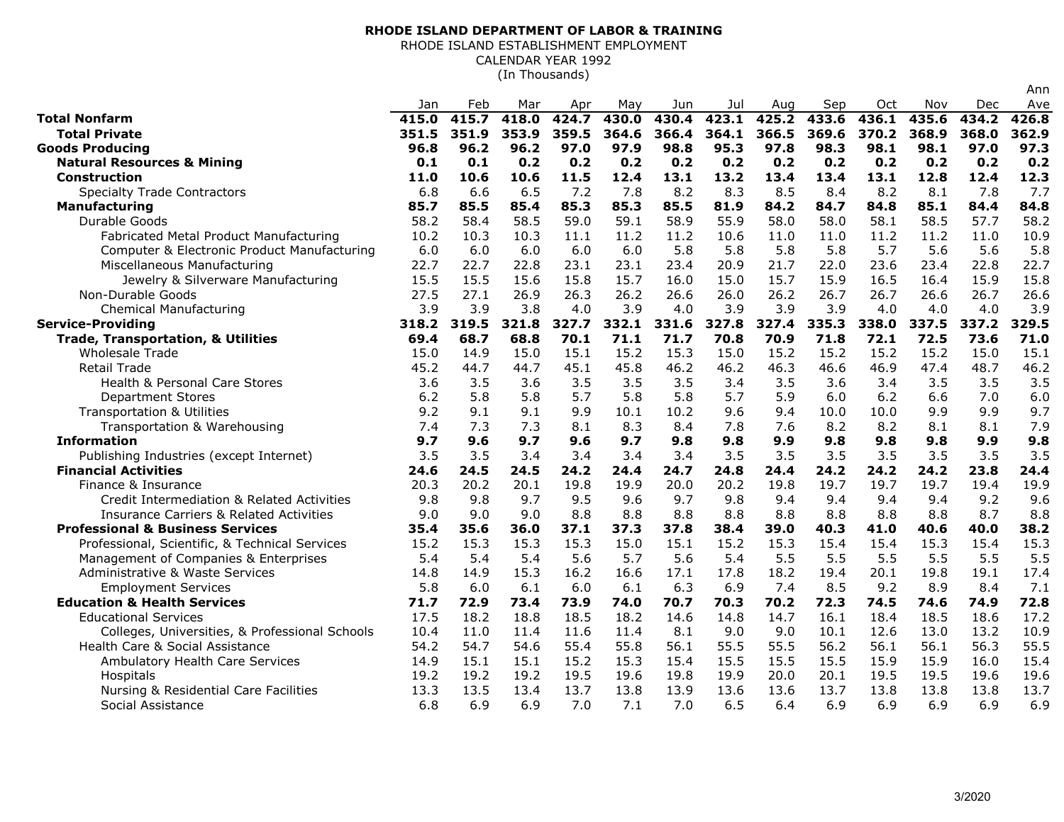**RHODE ISLAND DEPARTMENT OF LABOR & TRAINING**

RHODE ISLAND ESTABLISHMENT EMPLOYMENT

CALENDAR YEAR 1992

(In Thousands)

| | Jan | Feb | Mar | Apr | May | Jun | Jul | Aug | Sep | Oct | Nov | Dec | Ann Ave |
|---|---|---|---|---|---|---|---|---|---|---|---|---|---|
| **Total Nonfarm** | **415.0** | **415.7** | **418.0** | **424.7** | **430.0** | **430.4** | **423.1** | **425.2** | **433.6** | **436.1** | **435.6** | **434.2** | **426.8** |
| **Total Private** | **351.5** | **351.9** | **353.9** | **359.5** | **364.6** | **366.4** | **364.1** | **366.5** | **369.6** | **370.2** | **368.9** | **368.0** | **362.9** |
| **Goods Producing** | **96.8** | **96.2** | **96.2** | **97.0** | **97.9** | **98.8** | **95.3** | **97.8** | **98.3** | **98.1** | **98.1** | **97.0** | **97.3** |
| **Natural Resources & Mining** | **0.1** | **0.1** | **0.2** | **0.2** | **0.2** | **0.2** | **0.2** | **0.2** | **0.2** | **0.2** | **0.2** | **0.2** | **0.2** |
| **Construction** | **11.0** | **10.6** | **10.6** | **11.5** | **12.4** | **13.1** | **13.2** | **13.4** | **13.4** | **13.1** | **12.8** | **12.4** | **12.3** |
| Specialty Trade Contractors | 6.8 | 6.6 | 6.5 | 7.2 | 7.8 | 8.2 | 8.3 | 8.5 | 8.4 | 8.2 | 8.1 | 7.8 | 7.7 |
| **Manufacturing** | **85.7** | **85.5** | **85.4** | **85.3** | **85.3** | **85.5** | **81.9** | **84.2** | **84.7** | **84.8** | **85.1** | **84.4** | **84.8** |
| Durable Goods | 58.2 | 58.4 | 58.5 | 59.0 | 59.1 | 58.9 | 55.9 | 58.0 | 58.0 | 58.1 | 58.5 | 57.7 | 58.2 |
| Fabricated Metal Product Manufacturing | 10.2 | 10.3 | 10.3 | 11.1 | 11.2 | 11.2 | 10.6 | 11.0 | 11.0 | 11.2 | 11.2 | 11.0 | 10.9 |
| Computer & Electronic Product Manufacturing | 6.0 | 6.0 | 6.0 | 6.0 | 6.0 | 5.8 | 5.8 | 5.8 | 5.8 | 5.7 | 5.6 | 5.6 | 5.8 |
| Miscellaneous Manufacturing | 22.7 | 22.7 | 22.8 | 23.1 | 23.1 | 23.4 | 20.9 | 21.7 | 22.0 | 23.6 | 23.4 | 22.8 | 22.7 |
| Jewelry & Silverware Manufacturing | 15.5 | 15.5 | 15.6 | 15.8 | 15.7 | 16.0 | 15.0 | 15.7 | 15.9 | 16.5 | 16.4 | 15.9 | 15.8 |
| Non-Durable Goods | 27.5 | 27.1 | 26.9 | 26.3 | 26.2 | 26.6 | 26.0 | 26.2 | 26.7 | 26.7 | 26.6 | 26.7 | 26.6 |
| Chemical Manufacturing | 3.9 | 3.9 | 3.8 | 4.0 | 3.9 | 4.0 | 3.9 | 3.9 | 3.9 | 4.0 | 4.0 | 4.0 | 3.9 |
| **Service-Providing** | **318.2** | **319.5** | **321.8** | **327.7** | **332.1** | **331.6** | **327.8** | **327.4** | **335.3** | **338.0** | **337.5** | **337.2** | **329.5** |
| **Trade, Transportation, & Utilities** | **69.4** | **68.7** | **68.8** | **70.1** | **71.1** | **71.7** | **70.8** | **70.9** | **71.8** | **72.1** | **72.5** | **73.6** | **71.0** |
| Wholesale Trade | 15.0 | 14.9 | 15.0 | 15.1 | 15.2 | 15.3 | 15.0 | 15.2 | 15.2 | 15.2 | 15.2 | 15.0 | 15.1 |
| Retail Trade | 45.2 | 44.7 | 44.7 | 45.1 | 45.8 | 46.2 | 46.2 | 46.3 | 46.6 | 46.9 | 47.4 | 48.7 | 46.2 |
| Health & Personal Care Stores | 3.6 | 3.5 | 3.6 | 3.5 | 3.5 | 3.5 | 3.4 | 3.5 | 3.6 | 3.4 | 3.5 | 3.5 | 3.5 |
| Department Stores | 6.2 | 5.8 | 5.8 | 5.7 | 5.8 | 5.8 | 5.7 | 5.9 | 6.0 | 6.2 | 6.6 | 7.0 | 6.0 |
| Transportation & Utilities | 9.2 | 9.1 | 9.1 | 9.9 | 10.1 | 10.2 | 9.6 | 9.4 | 10.0 | 10.0 | 9.9 | 9.9 | 9.7 |
| Transportation & Warehousing | 7.4 | 7.3 | 7.3 | 8.1 | 8.3 | 8.4 | 7.8 | 7.6 | 8.2 | 8.2 | 8.1 | 8.1 | 7.9 |
| **Information** | **9.7** | **9.6** | **9.7** | **9.6** | **9.7** | **9.8** | **9.8** | **9.9** | **9.8** | **9.8** | **9.8** | **9.9** | **9.8** |
| Publishing Industries (except Internet) | 3.5 | 3.5 | 3.4 | 3.4 | 3.4 | 3.4 | 3.5 | 3.5 | 3.5 | 3.5 | 3.5 | 3.5 | 3.5 |
| **Financial Activities** | **24.6** | **24.5** | **24.5** | **24.2** | **24.4** | **24.7** | **24.8** | **24.4** | **24.2** | **24.2** | **24.2** | **23.8** | **24.4** |
| Finance & Insurance | 20.3 | 20.2 | 20.1 | 19.8 | 19.9 | 20.0 | 20.2 | 19.8 | 19.7 | 19.7 | 19.7 | 19.4 | 19.9 |
| Credit Intermediation & Related Activities | 9.8 | 9.8 | 9.7 | 9.5 | 9.6 | 9.7 | 9.8 | 9.4 | 9.4 | 9.4 | 9.4 | 9.2 | 9.6 |
| Insurance Carriers & Related Activities | 9.0 | 9.0 | 9.0 | 8.8 | 8.8 | 8.8 | 8.8 | 8.8 | 8.8 | 8.8 | 8.8 | 8.7 | 8.8 |
| **Professional & Business Services** | **35.4** | **35.6** | **36.0** | **37.1** | **37.3** | **37.8** | **38.4** | **39.0** | **40.3** | **41.0** | **40.6** | **40.0** | **38.2** |
| Professional, Scientific, & Technical Services | 15.2 | 15.3 | 15.3 | 15.3 | 15.0 | 15.1 | 15.2 | 15.3 | 15.4 | 15.4 | 15.3 | 15.4 | 15.3 |
| Management of Companies & Enterprises | 5.4 | 5.4 | 5.4 | 5.6 | 5.7 | 5.6 | 5.4 | 5.5 | 5.5 | 5.5 | 5.5 | 5.5 | 5.5 |
| Administrative & Waste Services | 14.8 | 14.9 | 15.3 | 16.2 | 16.6 | 17.1 | 17.8 | 18.2 | 19.4 | 20.1 | 19.8 | 19.1 | 17.4 |
| Employment Services | 5.8 | 6.0 | 6.1 | 6.0 | 6.1 | 6.3 | 6.9 | 7.4 | 8.5 | 9.2 | 8.9 | 8.4 | 7.1 |
| **Education & Health Services** | **71.7** | **72.9** | **73.4** | **73.9** | **74.0** | **70.7** | **70.3** | **70.2** | **72.3** | **74.5** | **74.6** | **74.9** | **72.8** |
| Educational Services | 17.5 | 18.2 | 18.8 | 18.5 | 18.2 | 14.6 | 14.8 | 14.7 | 16.1 | 18.4 | 18.5 | 18.6 | 17.2 |
| Colleges, Universities, & Professional Schools | 10.4 | 11.0 | 11.4 | 11.6 | 11.4 | 8.1 | 9.0 | 9.0 | 10.1 | 12.6 | 13.0 | 13.2 | 10.9 |
| Health Care & Social Assistance | 54.2 | 54.7 | 54.6 | 55.4 | 55.8 | 56.1 | 55.5 | 55.5 | 56.2 | 56.1 | 56.1 | 56.3 | 55.5 |
| Ambulatory Health Care Services | 14.9 | 15.1 | 15.1 | 15.2 | 15.3 | 15.4 | 15.5 | 15.5 | 15.5 | 15.9 | 15.9 | 16.0 | 15.4 |
| Hospitals | 19.2 | 19.2 | 19.2 | 19.5 | 19.6 | 19.8 | 19.9 | 20.0 | 20.1 | 19.5 | 19.5 | 19.6 | 19.6 |
| Nursing & Residential Care Facilities | 13.3 | 13.5 | 13.4 | 13.7 | 13.8 | 13.9 | 13.6 | 13.6 | 13.7 | 13.8 | 13.8 | 13.8 | 13.7 |
| Social Assistance | 6.8 | 6.9 | 6.9 | 7.0 | 7.1 | 7.0 | 6.5 | 6.4 | 6.9 | 6.9 | 6.9 | 6.9 | 6.9 |

3/2020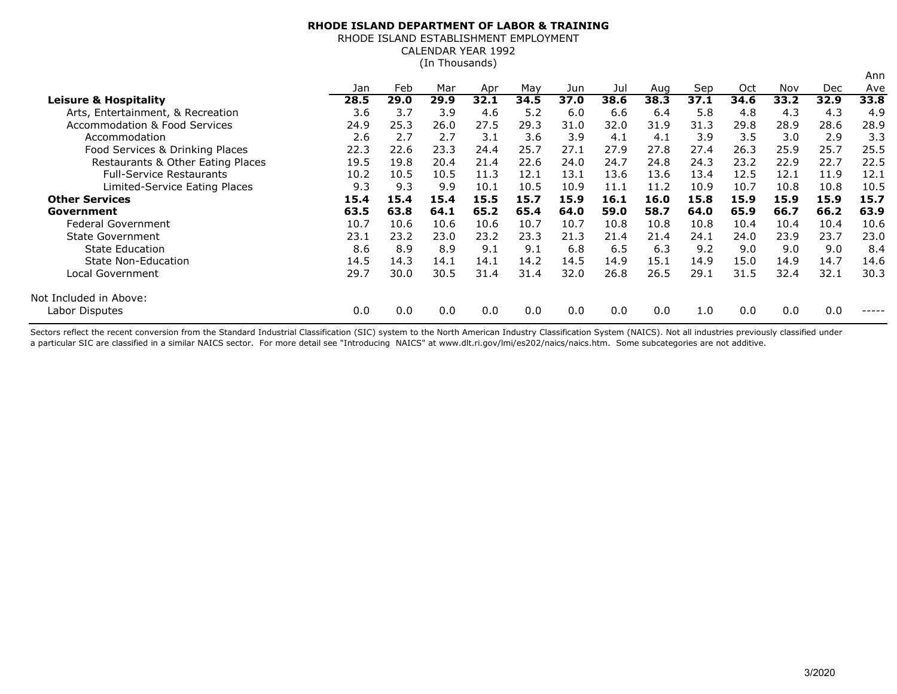**RHODE ISLAND DEPARTMENT OF LABOR & TRAINING**

RHODE ISLAND ESTABLISHMENT EMPLOYMENT

CALENDAR YEAR 1992

(In Thousands)

| | Jan | Feb | Mar | Apr | May | Jun | Jul | Aug | Sep | Oct | Nov | Dec | Ann Ave |
|---|---|---|---|---|---|---|---|---|---|---|---|---|---|
| **Leisure & Hospitality** | **28.5** | **29.0** | **29.9** | **32.1** | **34.5** | **37.0** | **38.6** | **38.3** | **37.1** | **34.6** | **33.2** | **32.9** | **33.8** |
| Arts, Entertainment, & Recreation | 3.6 | 3.7 | 3.9 | 4.6 | 5.2 | 6.0 | 6.6 | 6.4 | 5.8 | 4.8 | 4.3 | 4.3 | 4.9 |
| Accommodation & Food Services | 24.9 | 25.3 | 26.0 | 27.5 | 29.3 | 31.0 | 32.0 | 31.9 | 31.3 | 29.8 | 28.9 | 28.6 | 28.9 |
| Accommodation | 2.6 | 2.7 | 2.7 | 3.1 | 3.6 | 3.9 | 4.1 | 4.1 | 3.9 | 3.5 | 3.0 | 2.9 | 3.3 |
| Food Services & Drinking Places | 22.3 | 22.6 | 23.3 | 24.4 | 25.7 | 27.1 | 27.9 | 27.8 | 27.4 | 26.3 | 25.9 | 25.7 | 25.5 |
| Restaurants & Other Eating Places | 19.5 | 19.8 | 20.4 | 21.4 | 22.6 | 24.0 | 24.7 | 24.8 | 24.3 | 23.2 | 22.9 | 22.7 | 22.5 |
| Full-Service Restaurants | 10.2 | 10.5 | 10.5 | 11.3 | 12.1 | 13.1 | 13.6 | 13.6 | 13.4 | 12.5 | 12.1 | 11.9 | 12.1 |
| Limited-Service Eating Places | 9.3 | 9.3 | 9.9 | 10.1 | 10.5 | 10.9 | 11.1 | 11.2 | 10.9 | 10.7 | 10.8 | 10.8 | 10.5 |
| **Other Services** | **15.4** | **15.4** | **15.4** | **15.5** | **15.7** | **15.9** | **16.1** | **16.0** | **15.8** | **15.9** | **15.9** | **15.9** | **15.7** |
| **Government** | **63.5** | **63.8** | **64.1** | **65.2** | **65.4** | **64.0** | **59.0** | **58.7** | **64.0** | **65.9** | **66.7** | **66.2** | **63.9** |
| Federal Government | 10.7 | 10.6 | 10.6 | 10.6 | 10.7 | 10.7 | 10.8 | 10.8 | 10.8 | 10.4 | 10.4 | 10.4 | 10.6 |
| State Government | 23.1 | 23.2 | 23.0 | 23.2 | 23.3 | 21.3 | 21.4 | 21.4 | 24.1 | 24.0 | 23.9 | 23.7 | 23.0 |
| State Education | 8.6 | 8.9 | 8.9 | 9.1 | 9.1 | 6.8 | 6.5 | 6.3 | 9.2 | 9.0 | 9.0 | 9.0 | 8.4 |
| State Non-Education | 14.5 | 14.3 | 14.1 | 14.1 | 14.2 | 14.5 | 14.9 | 15.1 | 14.9 | 15.0 | 14.9 | 14.7 | 14.6 |
| Local Government | 29.7 | 30.0 | 30.5 | 31.4 | 31.4 | 32.0 | 26.8 | 26.5 | 29.1 | 31.5 | 32.4 | 32.1 | 30.3 |
| Not Included in Above: | | | | | | | | | | | | | |
| Labor Disputes | 0.0 | 0.0 | 0.0 | 0.0 | 0.0 | 0.0 | 0.0 | 0.0 | 1.0 | 0.0 | 0.0 | 0.0 | ----- |

Sectors reflect the recent conversion from the Standard Industrial Classification (SIC) system to the North American Industry Classification System (NAICS). Not all industries previously classified under a particular SIC are classified in a similar NAICS sector. For more detail see "Introducing NAICS" at www.dlt.ri.gov/lmi/es202/naics/naics.htm. Some subcategories are not additive.

3/2020